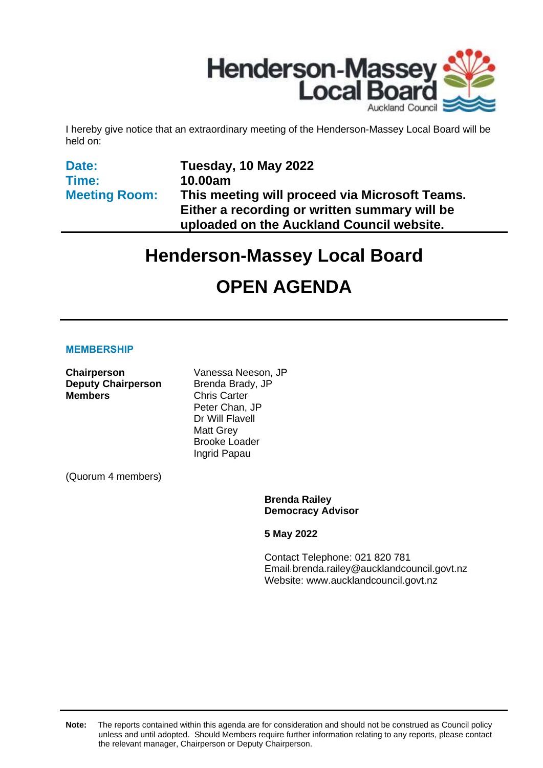I hereby give notice that an extraordinary meeting of the Henderson-Massey Local Board will be held on:

| | |
|---|---|
| **Date:** | **Tuesday, 10 May 2022** |
| **Time:** | **10.00am** |
| **Meeting Room:** | **This meeting will proceed via Microsoft Teams. Either a recording or written summary will be uploaded on the Auckland Council website.** |

# Henderson-Massey Local Board

# OPEN AGENDA

## MEMBERSHIP

| | |
|---|---|
| **Chairperson** | Vanessa Neeson, JP |
| **Deputy Chairperson** | Brenda Brady, JP |
| **Members** | Chris Carter |
| | Peter Chan, JP |
| | Dr Will Flavell |
| | Matt Grey |
| | Brooke Loader |
| | Ingrid Papau |

(Quorum 4 members)

**Brenda Railey**
**Democracy Advisor**

**5 May 2022**

Contact Telephone: 021 820 781
Email: brenda.railey@aucklandcouncil.govt.nz
Website: www.aucklandcouncil.govt.nz

**Note:** The reports contained within this agenda are for consideration and should not be construed as Council policy unless and until adopted. Should Members require further information relating to any reports, please contact the relevant manager, Chairperson or Deputy Chairperson.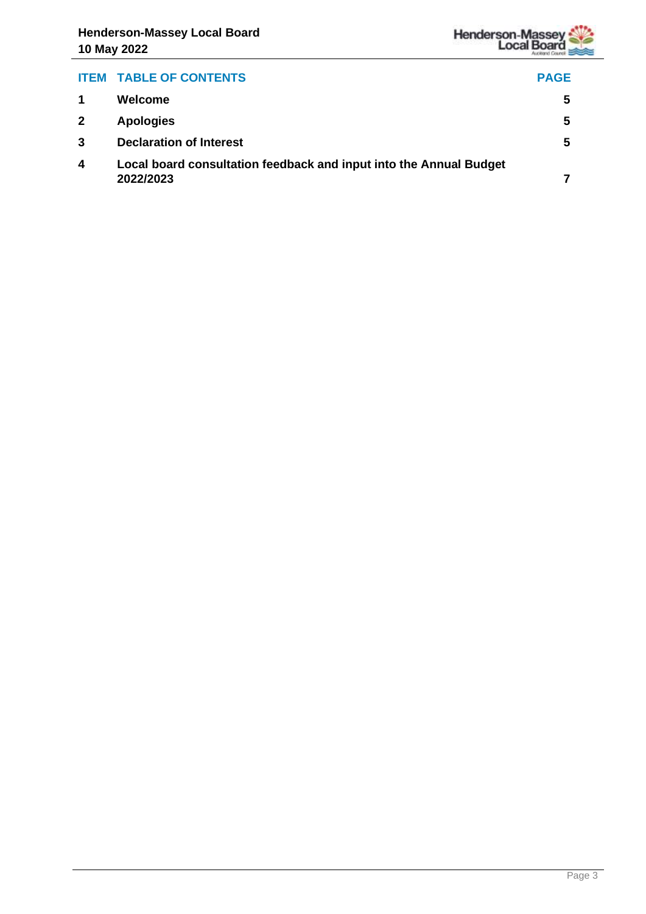| ITEM | TABLE OF CONTENTS | PAGE |
|---|---|---|
| 1 | **Welcome** | 5 |
| 2 | **Apologies** | 5 |
| 3 | **Declaration of Interest** | 5 |
| 4 | **Local board consultation feedback and input into the Annual Budget 2022/2023** | 7 |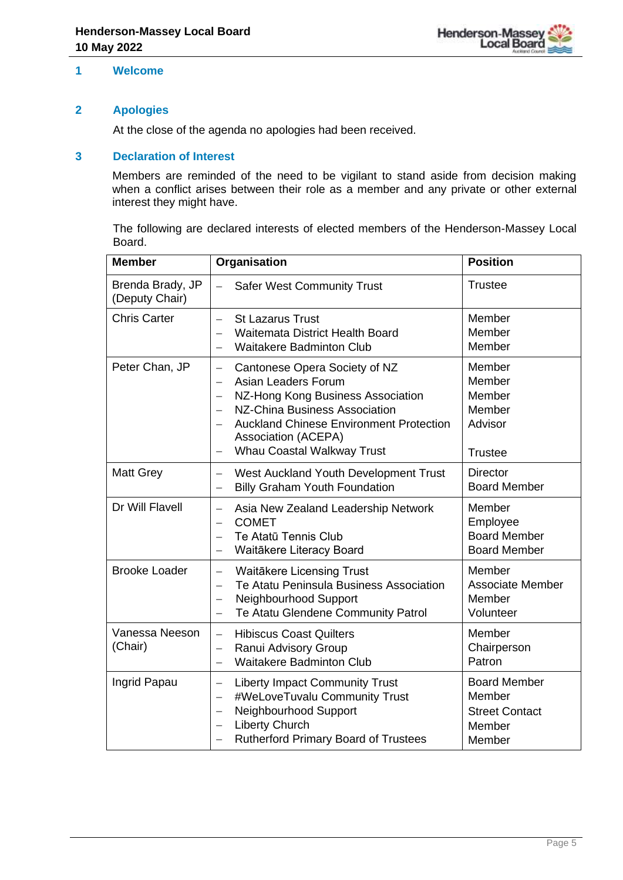## 1 Welcome

## 2 Apologies

At the close of the agenda no apologies had been received.

## 3 Declaration of Interest

Members are reminded of the need to be vigilant to stand aside from decision making when a conflict arises between their role as a member and any private or other external interest they might have.

The following are declared interests of elected members of the Henderson-Massey Local Board.

| Member | Organisation | Position |
|---|---|---|
| Brenda Brady, JP (Deputy Chair) | – Safer West Community Trust | Trustee |
| Chris Carter | – St Lazarus Trust<br>– Waitemata District Health Board<br>– Waitakere Badminton Club | Member<br>Member<br>Member |
| Peter Chan, JP | – Cantonese Opera Society of NZ<br>– Asian Leaders Forum<br>– NZ-Hong Kong Business Association<br>– NZ-China Business Association<br>– Auckland Chinese Environment Protection Association (ACEPA)<br>– Whau Coastal Walkway Trust | Member<br>Member<br>Member<br>Member<br>Advisor<br><br>Trustee |
| Matt Grey | – West Auckland Youth Development Trust<br>– Billy Graham Youth Foundation | Director<br>Board Member |
| Dr Will Flavell | – Asia New Zealand Leadership Network<br>– COMET<br>– Te Atatū Tennis Club<br>– Waitākere Literacy Board | Member<br>Employee<br>Board Member<br>Board Member |
| Brooke Loader | – Waitākere Licensing Trust<br>– Te Atatu Peninsula Business Association<br>– Neighbourhood Support<br>– Te Atatu Glendene Community Patrol | Member<br>Associate Member<br>Member<br>Volunteer |
| Vanessa Neeson (Chair) | – Hibiscus Coast Quilters<br>– Ranui Advisory Group<br>– Waitakere Badminton Club | Member<br>Chairperson<br>Patron |
| Ingrid Papau | – Liberty Impact Community Trust<br>– #WeLoveTuvalu Community Trust<br>– Neighbourhood Support<br>– Liberty Church<br>– Rutherford Primary Board of Trustees | Board Member<br>Member<br>Street Contact<br>Member<br>Member |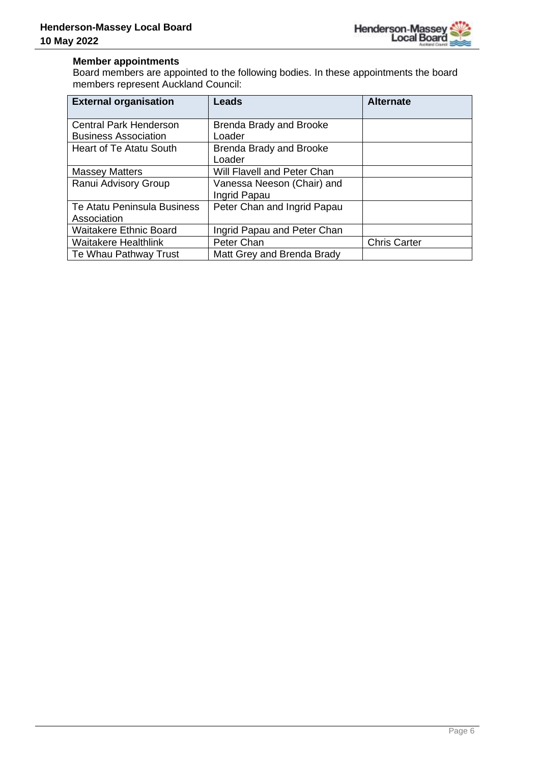**Member appointments**

Board members are appointed to the following bodies. In these appointments the board members represent Auckland Council:

| External organisation | Leads | Alternate |
|---|---|---|
| Central Park Henderson Business Association | Brenda Brady and Brooke Loader | |
| Heart of Te Atatu South | Brenda Brady and Brooke Loader | |
| Massey Matters | Will Flavell and Peter Chan | |
| Ranui Advisory Group | Vanessa Neeson (Chair) and Ingrid Papau | |
| Te Atatu Peninsula Business Association | Peter Chan and Ingrid Papau | |
| Waitakere Ethnic Board | Ingrid Papau and Peter Chan | |
| Waitakere Healthlink | Peter Chan | Chris Carter |
| Te Whau Pathway Trust | Matt Grey and Brenda Brady | |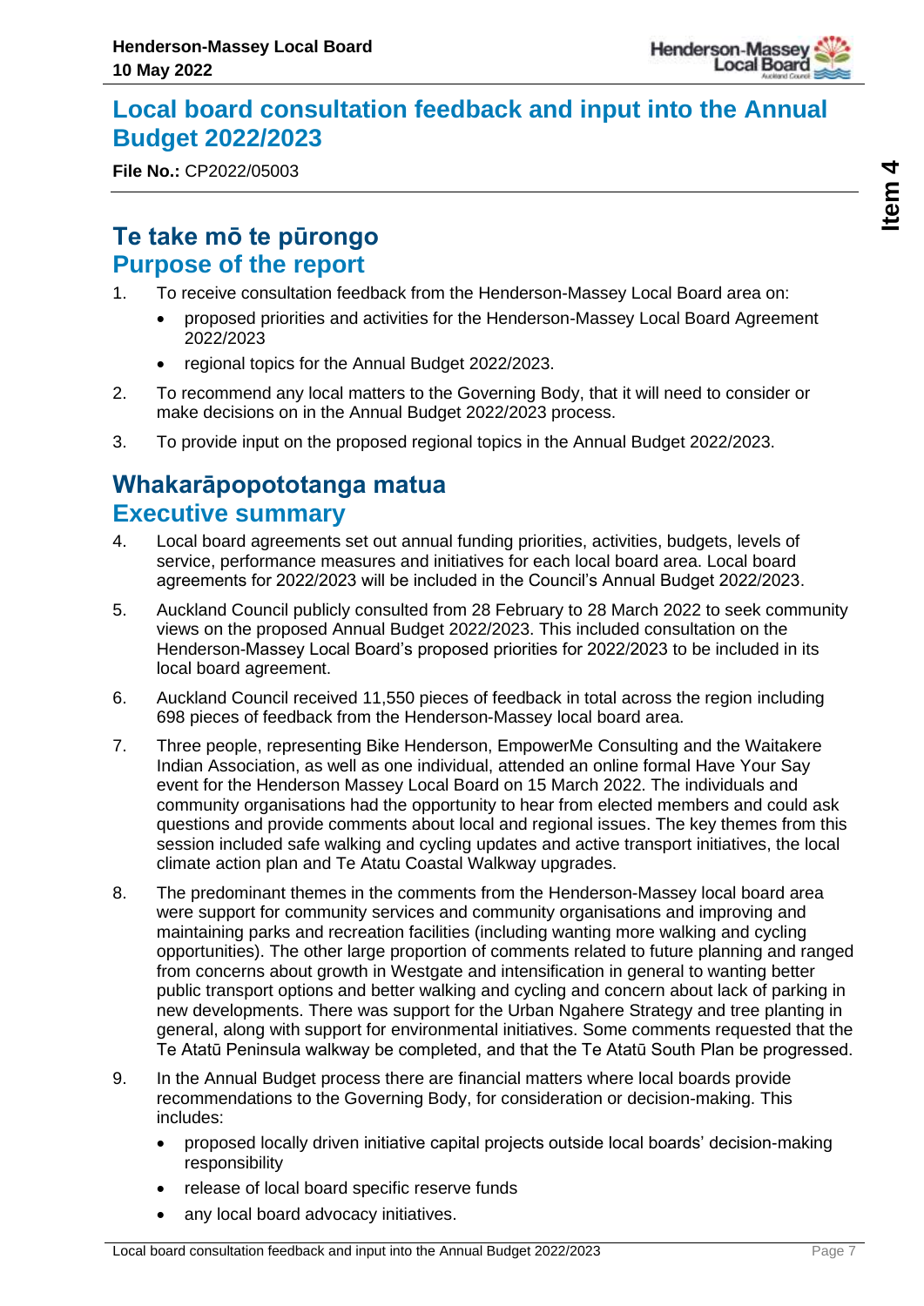# Local board consultation feedback and input into the Annual Budget 2022/2023

**File No.:** CP2022/05003

## Te take mō te pūrongo
## Purpose of the report

1. To receive consultation feedback from the Henderson-Massey Local Board area on:
   - proposed priorities and activities for the Henderson-Massey Local Board Agreement 2022/2023
   - regional topics for the Annual Budget 2022/2023.
2. To recommend any local matters to the Governing Body, that it will need to consider or make decisions on in the Annual Budget 2022/2023 process.
3. To provide input on the proposed regional topics in the Annual Budget 2022/2023.

## Whakarāpopototanga matua
## Executive summary

4. Local board agreements set out annual funding priorities, activities, budgets, levels of service, performance measures and initiatives for each local board area. Local board agreements for 2022/2023 will be included in the Council's Annual Budget 2022/2023.
5. Auckland Council publicly consulted from 28 February to 28 March 2022 to seek community views on the proposed Annual Budget 2022/2023. This included consultation on the Henderson-Massey Local Board's proposed priorities for 2022/2023 to be included in its local board agreement.
6. Auckland Council received 11,550 pieces of feedback in total across the region including 698 pieces of feedback from the Henderson-Massey local board area.
7. Three people, representing Bike Henderson, EmpowerMe Consulting and the Waitakere Indian Association, as well as one individual, attended an online formal Have Your Say event for the Henderson Massey Local Board on 15 March 2022. The individuals and community organisations had the opportunity to hear from elected members and could ask questions and provide comments about local and regional issues. The key themes from this session included safe walking and cycling updates and active transport initiatives, the local climate action plan and Te Atatu Coastal Walkway upgrades.
8. The predominant themes in the comments from the Henderson-Massey local board area were support for community services and community organisations and improving and maintaining parks and recreation facilities (including wanting more walking and cycling opportunities). The other large proportion of comments related to future planning and ranged from concerns about growth in Westgate and intensification in general to wanting better public transport options and better walking and cycling and concern about lack of parking in new developments. There was support for the Urban Ngahere Strategy and tree planting in general, along with support for environmental initiatives. Some comments requested that the Te Atatū Peninsula walkway be completed, and that the Te Atatū South Plan be progressed.
9. In the Annual Budget process there are financial matters where local boards provide recommendations to the Governing Body, for consideration or decision-making. This includes:
   - proposed locally driven initiative capital projects outside local boards' decision-making responsibility
   - release of local board specific reserve funds
   - any local board advocacy initiatives.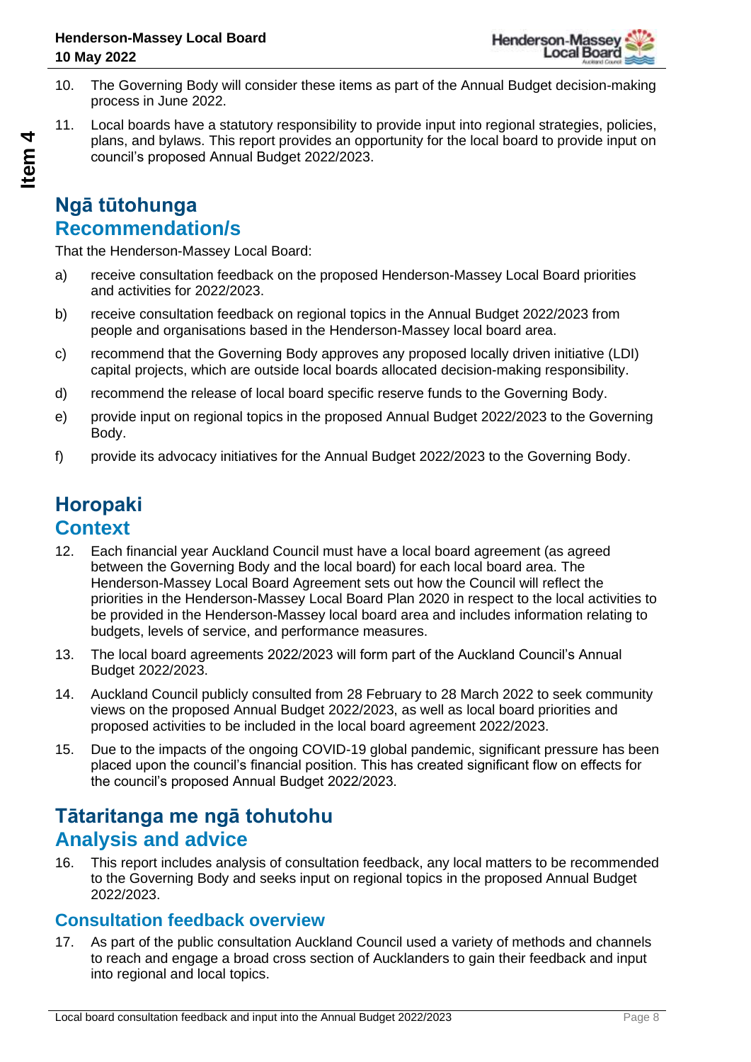10. The Governing Body will consider these items as part of the Annual Budget decision-making process in June 2022.

11. Local boards have a statutory responsibility to provide input into regional strategies, policies, plans, and bylaws. This report provides an opportunity for the local board to provide input on council's proposed Annual Budget 2022/2023.

## Ngā tūtohunga
## Recommendation/s

That the Henderson-Massey Local Board:

a) receive consultation feedback on the proposed Henderson-Massey Local Board priorities and activities for 2022/2023.

b) receive consultation feedback on regional topics in the Annual Budget 2022/2023 from people and organisations based in the Henderson-Massey local board area.

c) recommend that the Governing Body approves any proposed locally driven initiative (LDI) capital projects, which are outside local boards allocated decision-making responsibility.

d) recommend the release of local board specific reserve funds to the Governing Body.

e) provide input on regional topics in the proposed Annual Budget 2022/2023 to the Governing Body.

f) provide its advocacy initiatives for the Annual Budget 2022/2023 to the Governing Body.

## Horopaki
## Context

12. Each financial year Auckland Council must have a local board agreement (as agreed between the Governing Body and the local board) for each local board area. The Henderson-Massey Local Board Agreement sets out how the Council will reflect the priorities in the Henderson-Massey Local Board Plan 2020 in respect to the local activities to be provided in the Henderson-Massey local board area and includes information relating to budgets, levels of service, and performance measures.

13. The local board agreements 2022/2023 will form part of the Auckland Council's Annual Budget 2022/2023.

14. Auckland Council publicly consulted from 28 February to 28 March 2022 to seek community views on the proposed Annual Budget 2022/2023, as well as local board priorities and proposed activities to be included in the local board agreement 2022/2023.

15. Due to the impacts of the ongoing COVID-19 global pandemic, significant pressure has been placed upon the council's financial position. This has created significant flow on effects for the council's proposed Annual Budget 2022/2023.

## Tātaritanga me ngā tohutohu
## Analysis and advice

16. This report includes analysis of consultation feedback, any local matters to be recommended to the Governing Body and seeks input on regional topics in the proposed Annual Budget 2022/2023.

### Consultation feedback overview

17. As part of the public consultation Auckland Council used a variety of methods and channels to reach and engage a broad cross section of Aucklanders to gain their feedback and input into regional and local topics.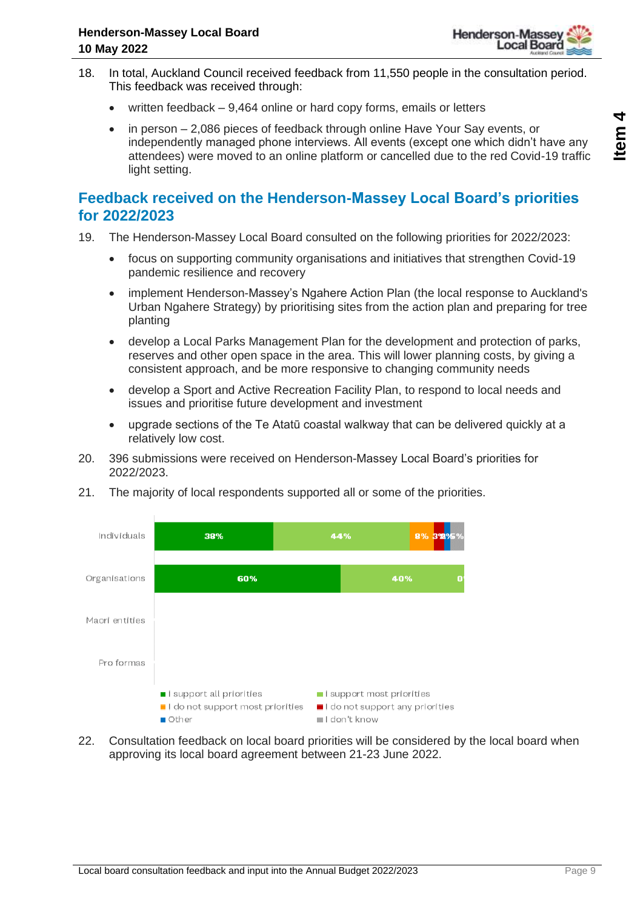18. In total, Auckland Council received feedback from 11,550 people in the consultation period. This feedback was received through:
    - written feedback – 9,464 online or hard copy forms, emails or letters
    - in person – 2,086 pieces of feedback through online Have Your Say events, or independently managed phone interviews. All events (except one which didn't have any attendees) were moved to an online platform or cancelled due to the red Covid-19 traffic light setting.

## Feedback received on the Henderson-Massey Local Board's priorities for 2022/2023

19. The Henderson-Massey Local Board consulted on the following priorities for 2022/2023:
    - focus on supporting community organisations and initiatives that strengthen Covid-19 pandemic resilience and recovery
    - implement Henderson-Massey's Ngahere Action Plan (the local response to Auckland's Urban Ngahere Strategy) by prioritising sites from the action plan and preparing for tree planting
    - develop a Local Parks Management Plan for the development and protection of parks, reserves and other open space in the area. This will lower planning costs, by giving a consistent approach, and be more responsive to changing community needs
    - develop a Sport and Active Recreation Facility Plan, to respond to local needs and issues and prioritise future development and investment
    - upgrade sections of the Te Atatū coastal walkway that can be delivered quickly at a relatively low cost.
20. 396 submissions were received on Henderson-Massey Local Board's priorities for 2022/2023.
21. The majority of local respondents supported all or some of the priorities.

| | I support all priorities | I support most priorities | I do not support most priorities | I do not support any priorities | Other | I don't know |
|---|---|---|---|---|---|---|
| Individuals | 38% | 44% | 8% | 3% | 2% | 5% |
| Organisations | 60% | 40% | | | | 0 |
| Maori entities | | | | | | |
| Pro formas | | | | | | |

22. Consultation feedback on local board priorities will be considered by the local board when approving its local board agreement between 21-23 June 2022.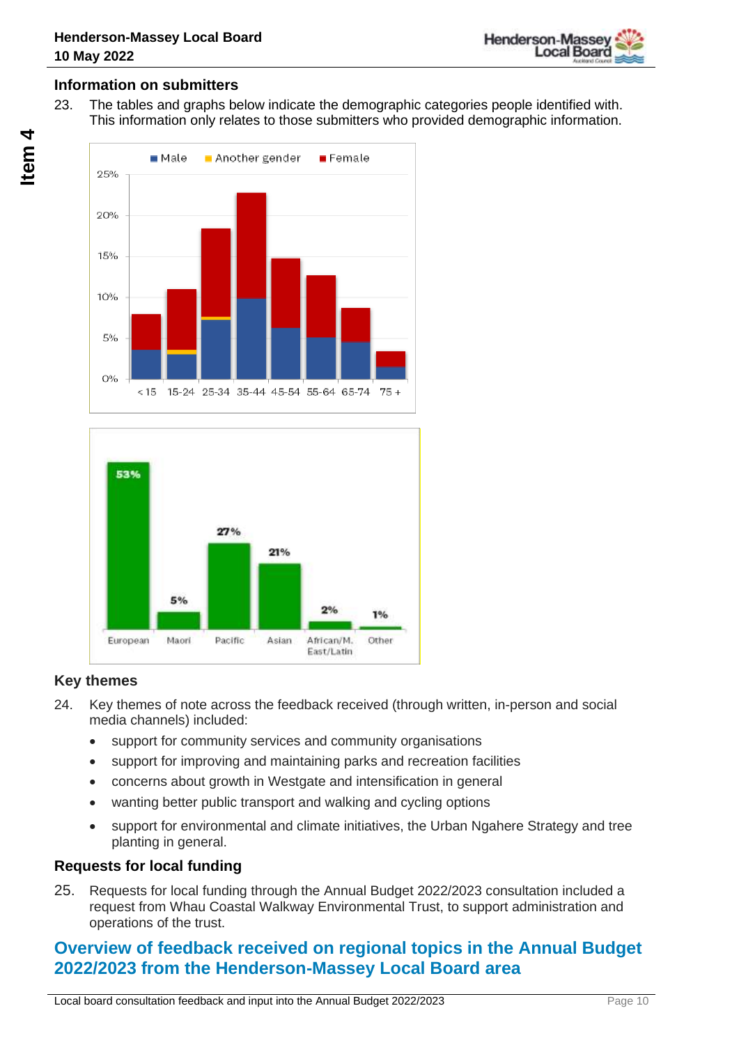## Information on submitters

23. The tables and graphs below indicate the demographic categories people identified with. This information only relates to those submitters who provided demographic information.

## Key themes

24. Key themes of note across the feedback received (through written, in-person and social media channels) included:
    - support for community services and community organisations
    - support for improving and maintaining parks and recreation facilities
    - concerns about growth in Westgate and intensification in general
    - wanting better public transport and walking and cycling options
    - support for environmental and climate initiatives, the Urban Ngahere Strategy and tree planting in general.

## Requests for local funding

25. Requests for local funding through the Annual Budget 2022/2023 consultation included a request from Whau Coastal Walkway Environmental Trust, to support administration and operations of the trust.

# Overview of feedback received on regional topics in the Annual Budget 2022/2023 from the Henderson-Massey Local Board area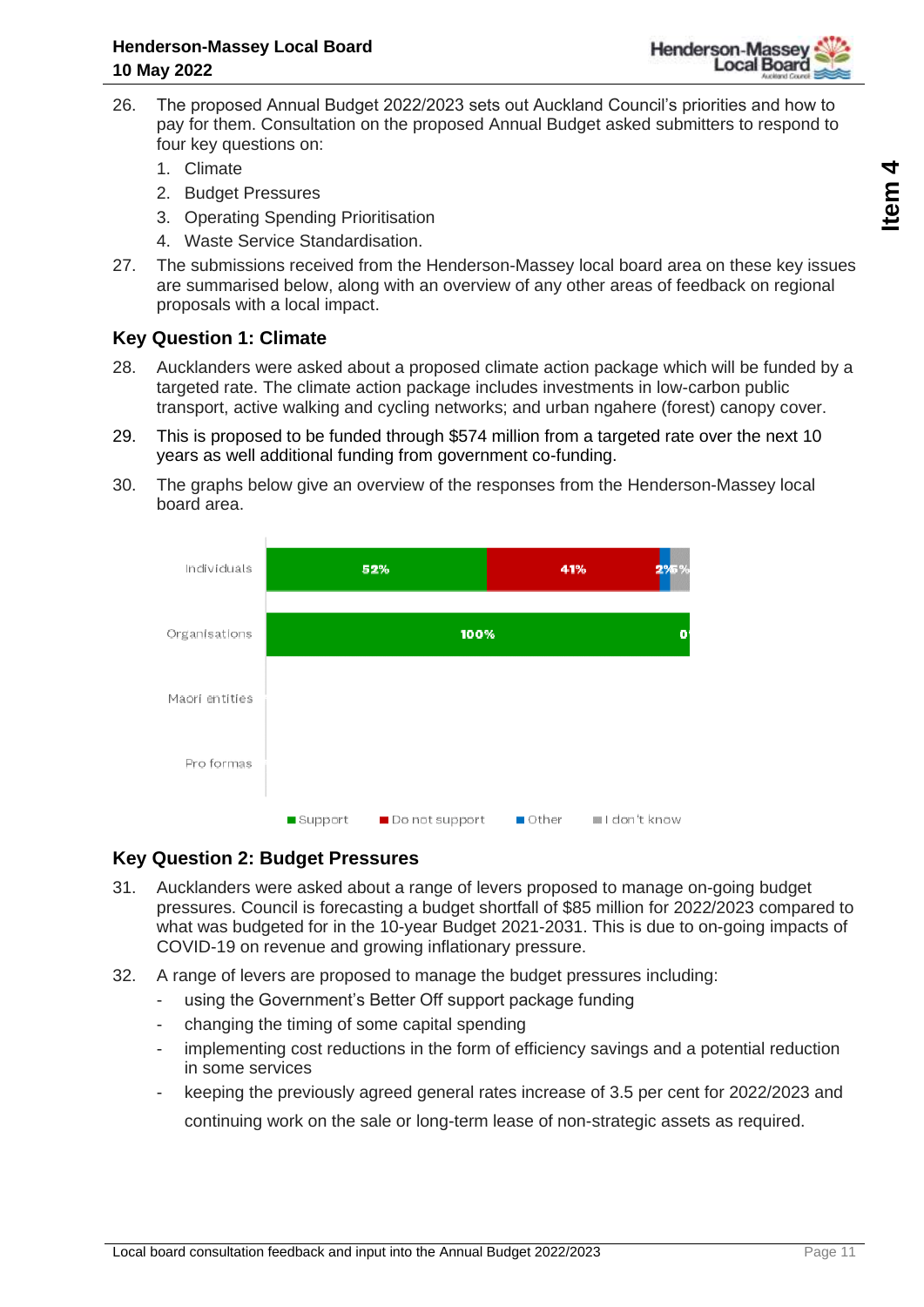26. The proposed Annual Budget 2022/2023 sets out Auckland Council's priorities and how to pay for them. Consultation on the proposed Annual Budget asked submitters to respond to four key questions on:
    1. Climate
    2. Budget Pressures
    3. Operating Spending Prioritisation
    4. Waste Service Standardisation.

27. The submissions received from the Henderson-Massey local board area on these key issues are summarised below, along with an overview of any other areas of feedback on regional proposals with a local impact.

## Key Question 1: Climate

28. Aucklanders were asked about a proposed climate action package which will be funded by a targeted rate. The climate action package includes investments in low-carbon public transport, active walking and cycling networks; and urban ngahere (forest) canopy cover.

29. This is proposed to be funded through $574 million from a targeted rate over the next 10 years as well additional funding from government co-funding.

30. The graphs below give an overview of the responses from the Henderson-Massey local board area.

| | Support | Do not support | Other | I don't know |
|---|---|---|---|---|
| Individuals | 52% | 41% | 2% | 5% |
| Organisations | 100% | 0 | | |
| Maori entities | | | | |
| Pro formas | | | | |

## Key Question 2: Budget Pressures

31. Aucklanders were asked about a range of levers proposed to manage on-going budget pressures. Council is forecasting a budget shortfall of $85 million for 2022/2023 compared to what was budgeted for in the 10-year Budget 2021-2031. This is due to on-going impacts of COVID-19 on revenue and growing inflationary pressure.

32. A range of levers are proposed to manage the budget pressures including:
    - using the Government's Better Off support package funding
    - changing the timing of some capital spending
    - implementing cost reductions in the form of efficiency savings and a potential reduction in some services
    - keeping the previously agreed general rates increase of 3.5 per cent for 2022/2023 and continuing work on the sale or long-term lease of non-strategic assets as required.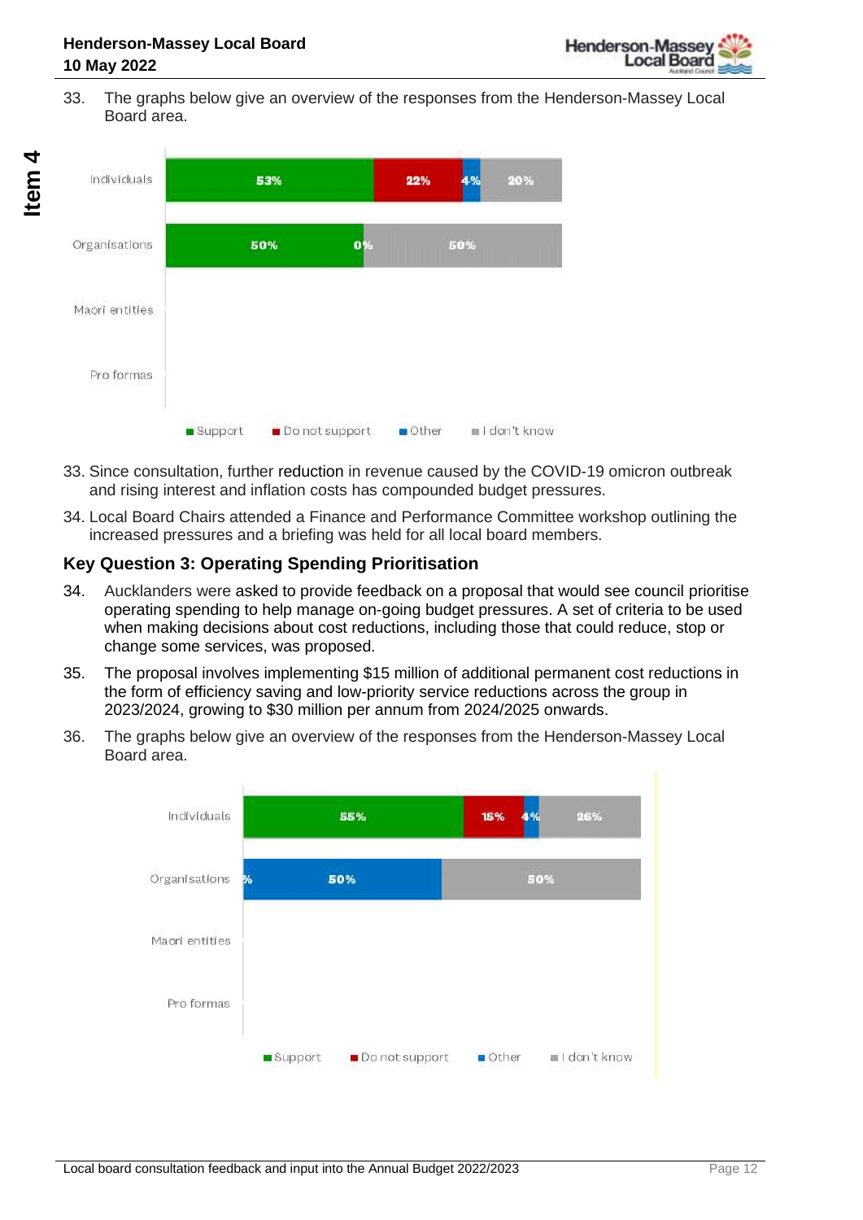33. The graphs below give an overview of the responses from the Henderson-Massey Local Board area.

| | Support | Do not support | Other | I don't know |
|---|---|---|---|---|
| Individuals | 53% | 22% | 4% | 20% |
| Organisations | 50% | 0% | | 50% |
| Maori entities | | | | |
| Pro formas | | | | |

33. Since consultation, further reduction in revenue caused by the COVID-19 omicron outbreak and rising interest and inflation costs has compounded budget pressures.

34. Local Board Chairs attended a Finance and Performance Committee workshop outlining the increased pressures and a briefing was held for all local board members.

### Key Question 3: Operating Spending Prioritisation

34. Aucklanders were asked to provide feedback on a proposal that would see council prioritise operating spending to help manage on-going budget pressures. A set of criteria to be used when making decisions about cost reductions, including those that could reduce, stop or change some services, was proposed.

35. The proposal involves implementing $15 million of additional permanent cost reductions in the form of efficiency saving and low-priority service reductions across the group in 2023/2024, growing to $30 million per annum from 2024/2025 onwards.

36. The graphs below give an overview of the responses from the Henderson-Massey Local Board area.

| | Support | Do not support | Other | I don't know |
|---|---|---|---|---|
| Individuals | 55% | 15% | 4% | 26% |
| Organisations | | | 50% | 50% |
| Maori entities | | | | |
| Pro formas | | | | |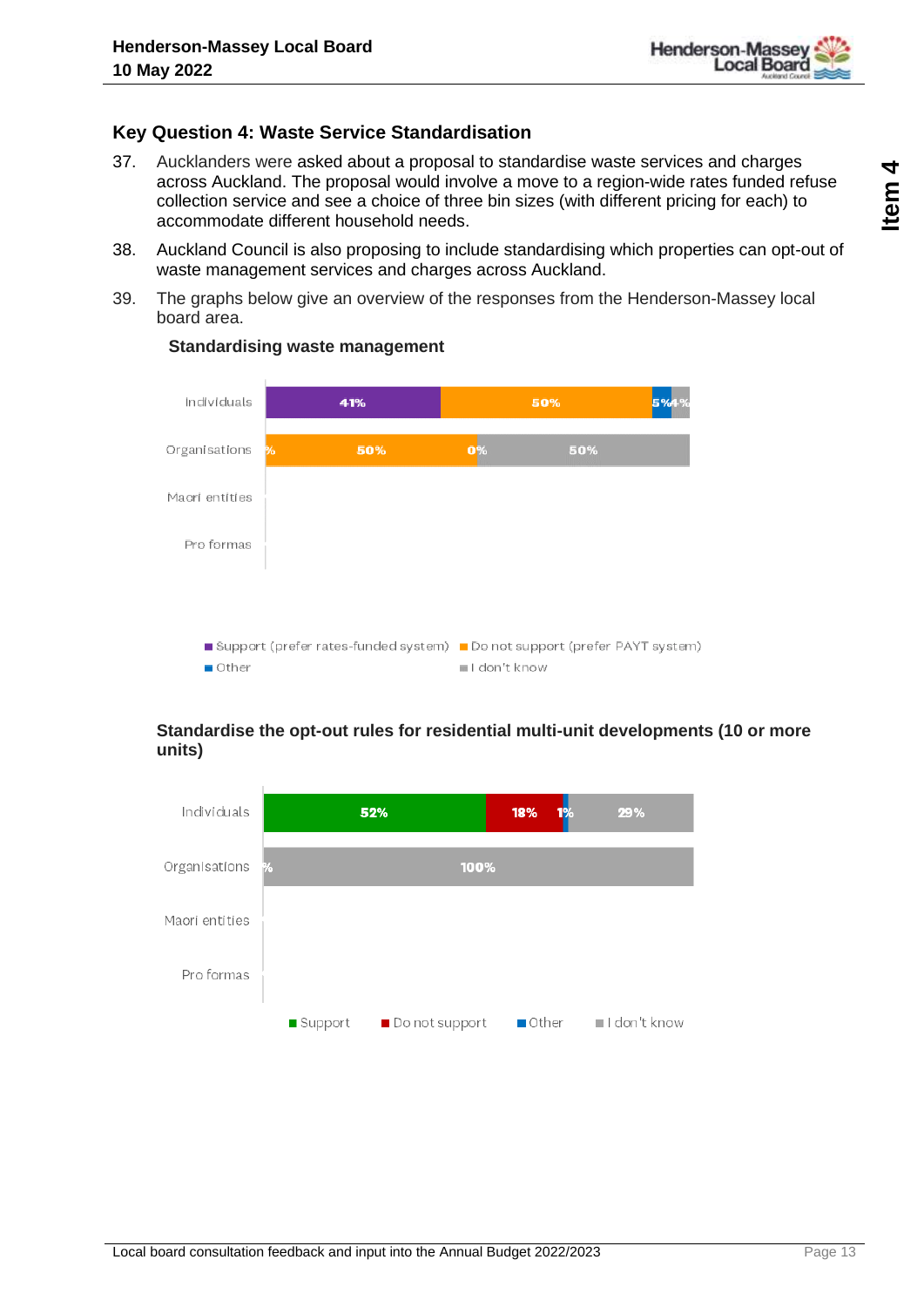## Key Question 4: Waste Service Standardisation

37. Aucklanders were asked about a proposal to standardise waste services and charges across Auckland. The proposal would involve a move to a region-wide rates funded refuse collection service and see a choice of three bin sizes (with different pricing for each) to accommodate different household needs.

38. Auckland Council is also proposing to include standardising which properties can opt-out of waste management services and charges across Auckland.

39. The graphs below give an overview of the responses from the Henderson-Massey local board area.

**Standardising waste management**

| | Support (prefer rates-funded system) | Do not support (prefer PAYT system) | Other | I don't know |
|---|---|---|---|---|
| Individuals | 41% | 50% | 5% | 4% |
| Organisations | % | 50% | 0% | 50% |
| Maori entities | | | | |
| Pro formas | | | | |

**Standardise the opt-out rules for residential multi-unit developments (10 or more units)**

| | Support | Do not support | Other | I don't know |
|---|---|---|---|---|
| Individuals | 52% | 18% | 1% | 29% |
| Organisations | % | | | 100% |
| Maori entities | | | | |
| Pro formas | | | | |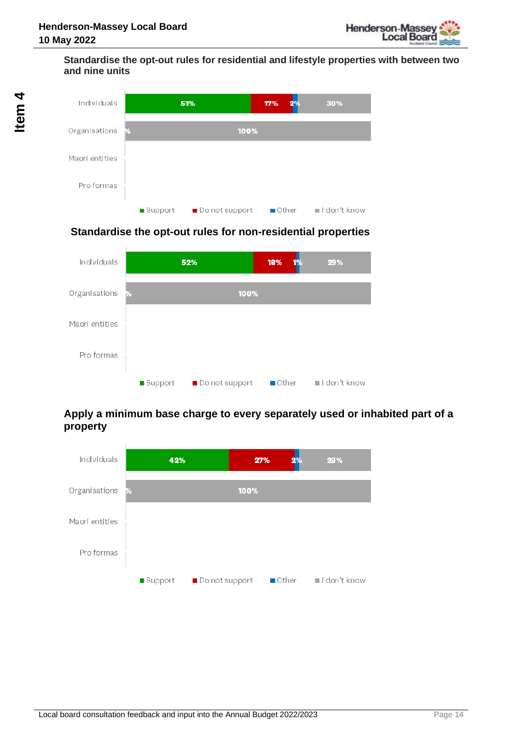### Standardise the opt-out rules for residential and lifestyle properties with between two and nine units

| | Support | Do not support | Other | I don't know |
|---|---|---|---|---|
| Individuals | 51% | 17% | 2% | 30% |
| Organisations | | | | 100% |
| Maori entities | | | | |
| Pro formas | | | | |

### Standardise the opt-out rules for non-residential properties

| | Support | Do not support | Other | I don't know |
|---|---|---|---|---|
| Individuals | 52% | 18% | 1% | 29% |
| Organisations | | | | 100% |
| Maori entities | | | | |
| Pro formas | | | | |

### Apply a minimum base charge to every separately used or inhabited part of a property

| | Support | Do not support | Other | I don't know |
|---|---|---|---|---|
| Individuals | 42% | 27% | 2% | 29% |
| Organisations | | | | 100% |
| Maori entities | | | | |
| Pro formas | | | | |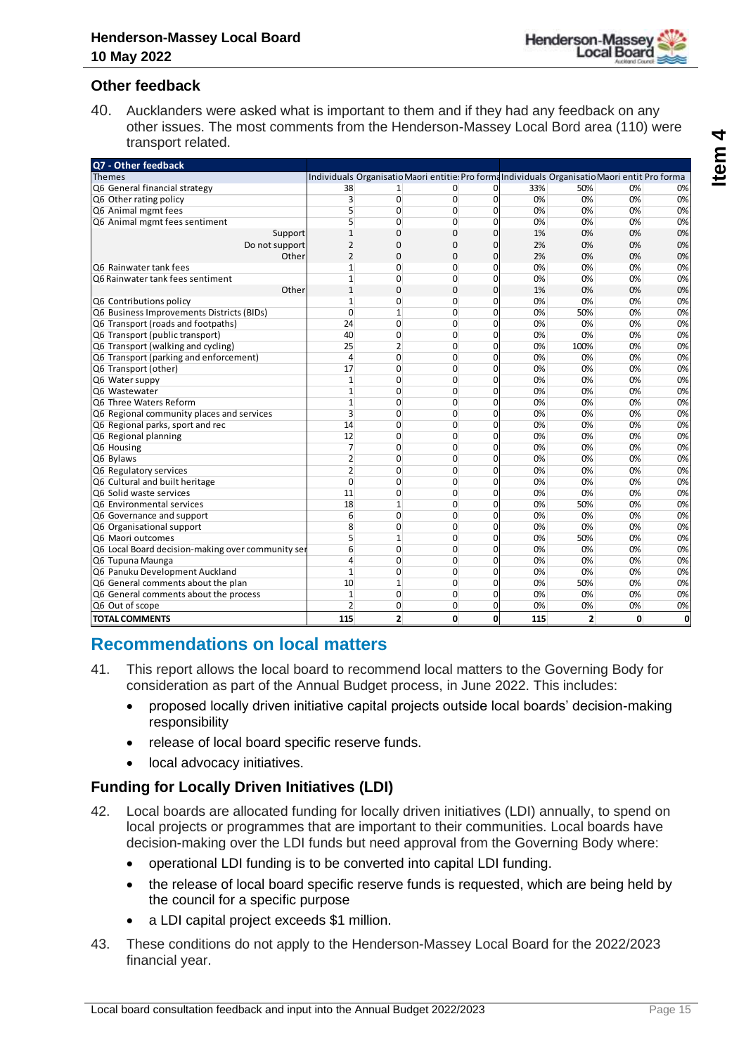## Other feedback

40. Aucklanders were asked what is important to them and if they had any feedback on any other issues. The most comments from the Henderson-Massey Local Bord area (110) were transport related.

| Q7 - Other feedback | | | | | | | | |
|---|---|---|---|---|---|---|---|---|
| Themes | Individuals | Organisatio | Maori entitie | Pro forma | Individuals | Organisatio | Maori entit | Pro forma |
| Q6 General financial strategy | 38 | 1 | 0 | 0 | 33% | 50% | 0% | 0% |
| Q6 Other rating policy | 3 | 0 | 0 | 0 | 0% | 0% | 0% | 0% |
| Q6 Animal mgmt fees | 5 | 0 | 0 | 0 | 0% | 0% | 0% | 0% |
| Q6 Animal mgmt fees sentiment | 5 | 0 | 0 | 0 | 0% | 0% | 0% | 0% |
| Support | 1 | 0 | 0 | 0 | 1% | 0% | 0% | 0% |
| Do not support | 2 | 0 | 0 | 0 | 2% | 0% | 0% | 0% |
| Other | 2 | 0 | 0 | 0 | 2% | 0% | 0% | 0% |
| Q6 Rainwater tank fees | 1 | 0 | 0 | 0 | 0% | 0% | 0% | 0% |
| Q6 Rainwater tank fees sentiment | 1 | 0 | 0 | 0 | 0% | 0% | 0% | 0% |
| Other | 1 | 0 | 0 | 0 | 1% | 0% | 0% | 0% |
| Q6 Contributions policy | 1 | 0 | 0 | 0 | 0% | 0% | 0% | 0% |
| Q6 Business Improvements Districts (BIDs) | 0 | 1 | 0 | 0 | 0% | 50% | 0% | 0% |
| Q6 Transport (roads and footpaths) | 24 | 0 | 0 | 0 | 0% | 0% | 0% | 0% |
| Q6 Transport (public transport) | 40 | 0 | 0 | 0 | 0% | 0% | 0% | 0% |
| Q6 Transport (walking and cycling) | 25 | 2 | 0 | 0 | 0% | 100% | 0% | 0% |
| Q6 Transport (parking and enforcement) | 4 | 0 | 0 | 0 | 0% | 0% | 0% | 0% |
| Q6 Transport (other) | 17 | 0 | 0 | 0 | 0% | 0% | 0% | 0% |
| Q6 Water suppy | 1 | 0 | 0 | 0 | 0% | 0% | 0% | 0% |
| Q6 Wastewater | 1 | 0 | 0 | 0 | 0% | 0% | 0% | 0% |
| Q6 Three Waters Reform | 1 | 0 | 0 | 0 | 0% | 0% | 0% | 0% |
| Q6 Regional community places and services | 3 | 0 | 0 | 0 | 0% | 0% | 0% | 0% |
| Q6 Regional parks, sport and rec | 14 | 0 | 0 | 0 | 0% | 0% | 0% | 0% |
| Q6 Regional planning | 12 | 0 | 0 | 0 | 0% | 0% | 0% | 0% |
| Q6 Housing | 7 | 0 | 0 | 0 | 0% | 0% | 0% | 0% |
| Q6 Bylaws | 2 | 0 | 0 | 0 | 0% | 0% | 0% | 0% |
| Q6 Regulatory services | 2 | 0 | 0 | 0 | 0% | 0% | 0% | 0% |
| Q6 Cultural and built heritage | 0 | 0 | 0 | 0 | 0% | 0% | 0% | 0% |
| Q6 Solid waste services | 11 | 0 | 0 | 0 | 0% | 0% | 0% | 0% |
| Q6 Environmental services | 18 | 1 | 0 | 0 | 0% | 50% | 0% | 0% |
| Q6 Governance and support | 6 | 0 | 0 | 0 | 0% | 0% | 0% | 0% |
| Q6 Organisational support | 8 | 0 | 0 | 0 | 0% | 0% | 0% | 0% |
| Q6 Maori outcomes | 5 | 1 | 0 | 0 | 0% | 50% | 0% | 0% |
| Q6 Local Board decision-making over community ser | 6 | 0 | 0 | 0 | 0% | 0% | 0% | 0% |
| Q6 Tupuna Maunga | 4 | 0 | 0 | 0 | 0% | 0% | 0% | 0% |
| Q6 Panuku Development Auckland | 1 | 0 | 0 | 0 | 0% | 0% | 0% | 0% |
| Q6 General comments about the plan | 10 | 1 | 0 | 0 | 0% | 50% | 0% | 0% |
| Q6 General comments about the process | 1 | 0 | 0 | 0 | 0% | 0% | 0% | 0% |
| Q6 Out of scope | 2 | 0 | 0 | 0 | 0% | 0% | 0% | 0% |
| **TOTAL COMMENTS** | **115** | **2** | **0** | **0** | **115** | **2** | **0** | **0** |

## Recommendations on local matters

41. This report allows the local board to recommend local matters to the Governing Body for consideration as part of the Annual Budget process, in June 2022. This includes:
    - proposed locally driven initiative capital projects outside local boards' decision-making responsibility
    - release of local board specific reserve funds.
    - local advocacy initiatives.

### Funding for Locally Driven Initiatives (LDI)

42. Local boards are allocated funding for locally driven initiatives (LDI) annually, to spend on local projects or programmes that are important to their communities. Local boards have decision-making over the LDI funds but need approval from the Governing Body where:
    - operational LDI funding is to be converted into capital LDI funding.
    - the release of local board specific reserve funds is requested, which are being held by the council for a specific purpose
    - a LDI capital project exceeds $1 million.
43. These conditions do not apply to the Henderson-Massey Local Board for the 2022/2023 financial year.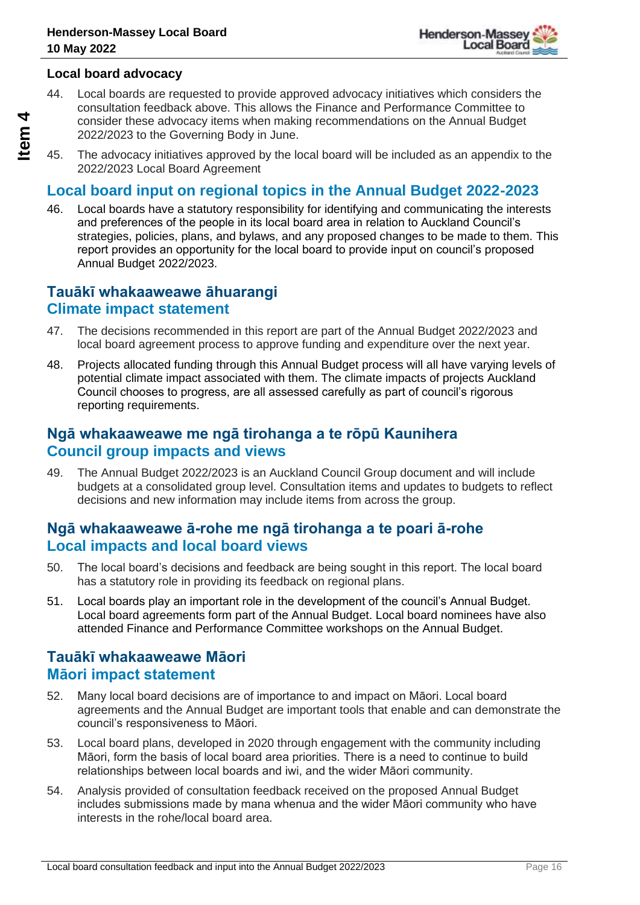### Local board advocacy

44. Local boards are requested to provide approved advocacy initiatives which considers the consultation feedback above. This allows the Finance and Performance Committee to consider these advocacy items when making recommendations on the Annual Budget 2022/2023 to the Governing Body in June.

45. The advocacy initiatives approved by the local board will be included as an appendix to the 2022/2023 Local Board Agreement

## Local board input on regional topics in the Annual Budget 2022-2023

46. Local boards have a statutory responsibility for identifying and communicating the interests and preferences of the people in its local board area in relation to Auckland Council's strategies, policies, plans, and bylaws, and any proposed changes to be made to them. This report provides an opportunity for the local board to provide input on council's proposed Annual Budget 2022/2023.

## Tauākī whakaaweawe āhuarangi
## Climate impact statement

47. The decisions recommended in this report are part of the Annual Budget 2022/2023 and local board agreement process to approve funding and expenditure over the next year.

48. Projects allocated funding through this Annual Budget process will all have varying levels of potential climate impact associated with them. The climate impacts of projects Auckland Council chooses to progress, are all assessed carefully as part of council's rigorous reporting requirements.

## Ngā whakaaweawe me ngā tirohanga a te rōpū Kaunihera
## Council group impacts and views

49. The Annual Budget 2022/2023 is an Auckland Council Group document and will include budgets at a consolidated group level. Consultation items and updates to budgets to reflect decisions and new information may include items from across the group.

## Ngā whakaaweawe ā-rohe me ngā tirohanga a te poari ā-rohe
## Local impacts and local board views

50. The local board's decisions and feedback are being sought in this report. The local board has a statutory role in providing its feedback on regional plans.

51. Local boards play an important role in the development of the council's Annual Budget. Local board agreements form part of the Annual Budget. Local board nominees have also attended Finance and Performance Committee workshops on the Annual Budget.

## Tauākī whakaaweawe Māori
## Māori impact statement

52. Many local board decisions are of importance to and impact on Māori. Local board agreements and the Annual Budget are important tools that enable and can demonstrate the council's responsiveness to Māori.

53. Local board plans, developed in 2020 through engagement with the community including Māori, form the basis of local board area priorities. There is a need to continue to build relationships between local boards and iwi, and the wider Māori community.

54. Analysis provided of consultation feedback received on the proposed Annual Budget includes submissions made by mana whenua and the wider Māori community who have interests in the rohe/local board area.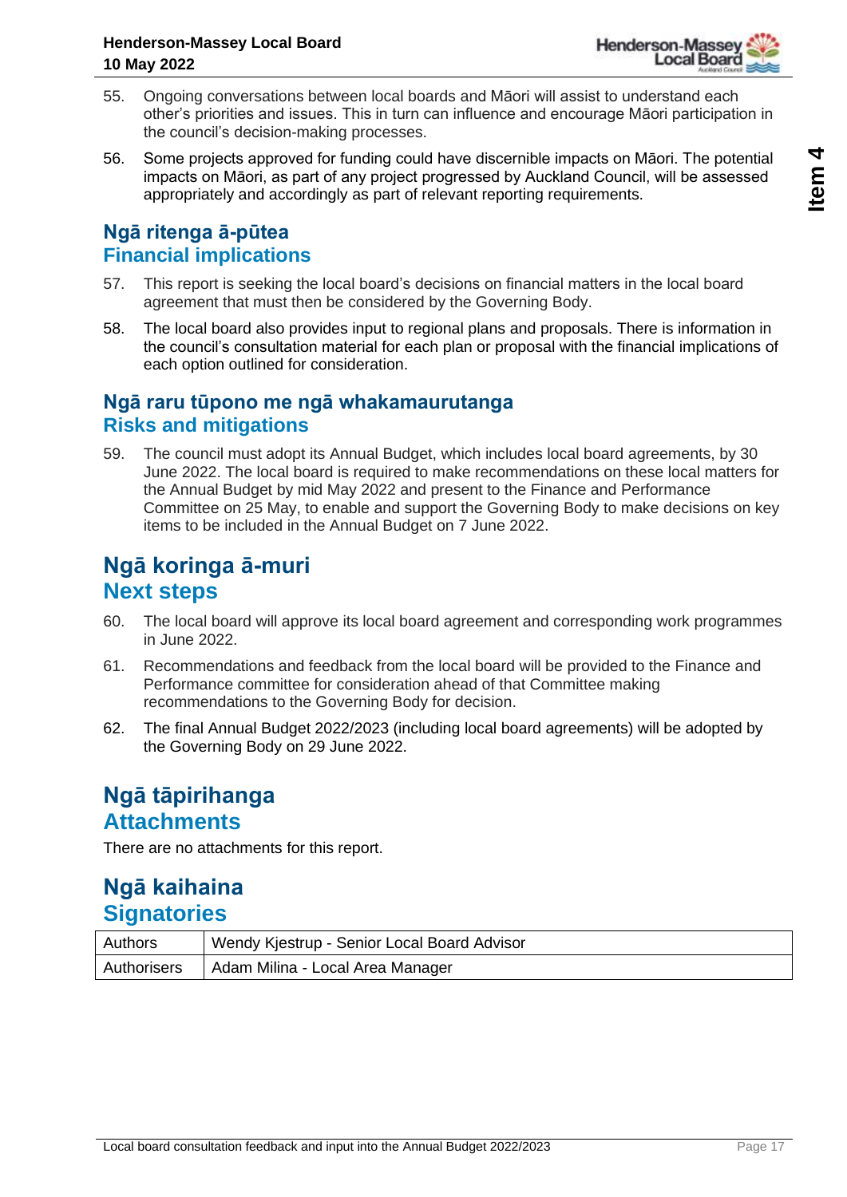55. Ongoing conversations between local boards and Māori will assist to understand each other's priorities and issues. This in turn can influence and encourage Māori participation in the council's decision-making processes.

56. Some projects approved for funding could have discernible impacts on Māori. The potential impacts on Māori, as part of any project progressed by Auckland Council, will be assessed appropriately and accordingly as part of relevant reporting requirements.

### Ngā ritenga ā-pūtea
### Financial implications

57. This report is seeking the local board's decisions on financial matters in the local board agreement that must then be considered by the Governing Body.

58. The local board also provides input to regional plans and proposals. There is information in the council's consultation material for each plan or proposal with the financial implications of each option outlined for consideration.

### Ngā raru tūpono me ngā whakamaurutanga
### Risks and mitigations

59. The council must adopt its Annual Budget, which includes local board agreements, by 30 June 2022. The local board is required to make recommendations on these local matters for the Annual Budget by mid May 2022 and present to the Finance and Performance Committee on 25 May, to enable and support the Governing Body to make decisions on key items to be included in the Annual Budget on 7 June 2022.

## Ngā koringa ā-muri
## Next steps

60. The local board will approve its local board agreement and corresponding work programmes in June 2022.

61. Recommendations and feedback from the local board will be provided to the Finance and Performance committee for consideration ahead of that Committee making recommendations to the Governing Body for decision.

62. The final Annual Budget 2022/2023 (including local board agreements) will be adopted by the Governing Body on 29 June 2022.

## Ngā tāpirihanga
## Attachments

There are no attachments for this report.

## Ngā kaihaina
## Signatories

| | |
|---|---|
| Authors | Wendy Kjestrup - Senior Local Board Advisor |
| Authorisers | Adam Milina - Local Area Manager |